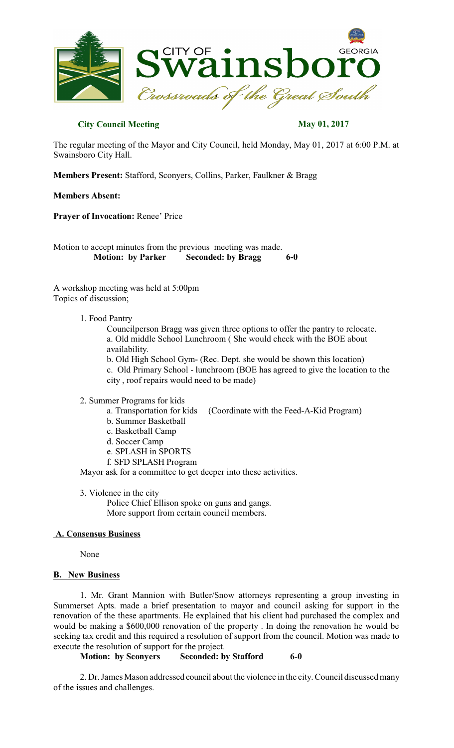CITY OF Swainsboro GEORGIA
*Crossroads of the Great South*

**City Council Meeting** **May 01, 2017**

The regular meeting of the Mayor and City Council, held Monday, May 01, 2017 at 6:00 P.M. at Swainsboro City Hall.

**Members Present:** Stafford, Sconyers, Collins, Parker, Faulkner & Bragg

**Members Absent:**

**Prayer of Invocation:** Renee' Price

Motion to accept minutes from the previous meeting was made.
**Motion: by Parker Seconded: by Bragg 6-0**

A workshop meeting was held at 5:00pm
Topics of discussion;

1. Food Pantry
   Councilperson Bragg was given three options to offer the pantry to relocate.
   a. Old middle School Lunchroom ( She would check with the BOE about availability.
   b. Old High School Gym- (Rec. Dept. she would be shown this location)
   c. Old Primary School - lunchroom (BOE has agreed to give the location to the city , roof repairs would need to be made)

2. Summer Programs for kids
   a. Transportation for kids (Coordinate with the Feed-A-Kid Program)
   b. Summer Basketball
   c. Basketball Camp
   d. Soccer Camp
   e. SPLASH in SPORTS
   f. SFD SPLASH Program

   Mayor ask for a committee to get deeper into these activities.

3. Violence in the city
   Police Chief Ellison spoke on guns and gangs.
   More support from certain council members.

## A. Consensus Business

None

## B. New Business

1. Mr. Grant Mannion with Butler/Snow attorneys representing a group investing in Summerset Apts. made a brief presentation to mayor and council asking for support in the renovation of the these apartments. He explained that his client had purchased the complex and would be making a $600,000 renovation of the property . In doing the renovation he would be seeking tax credit and this required a resolution of support from the council. Motion was made to execute the resolution of support for the project.

   **Motion: by Sconyers Seconded: by Stafford 6-0**

2. Dr. James Mason addressed council about the violence in the city. Council discussed many of the issues and challenges.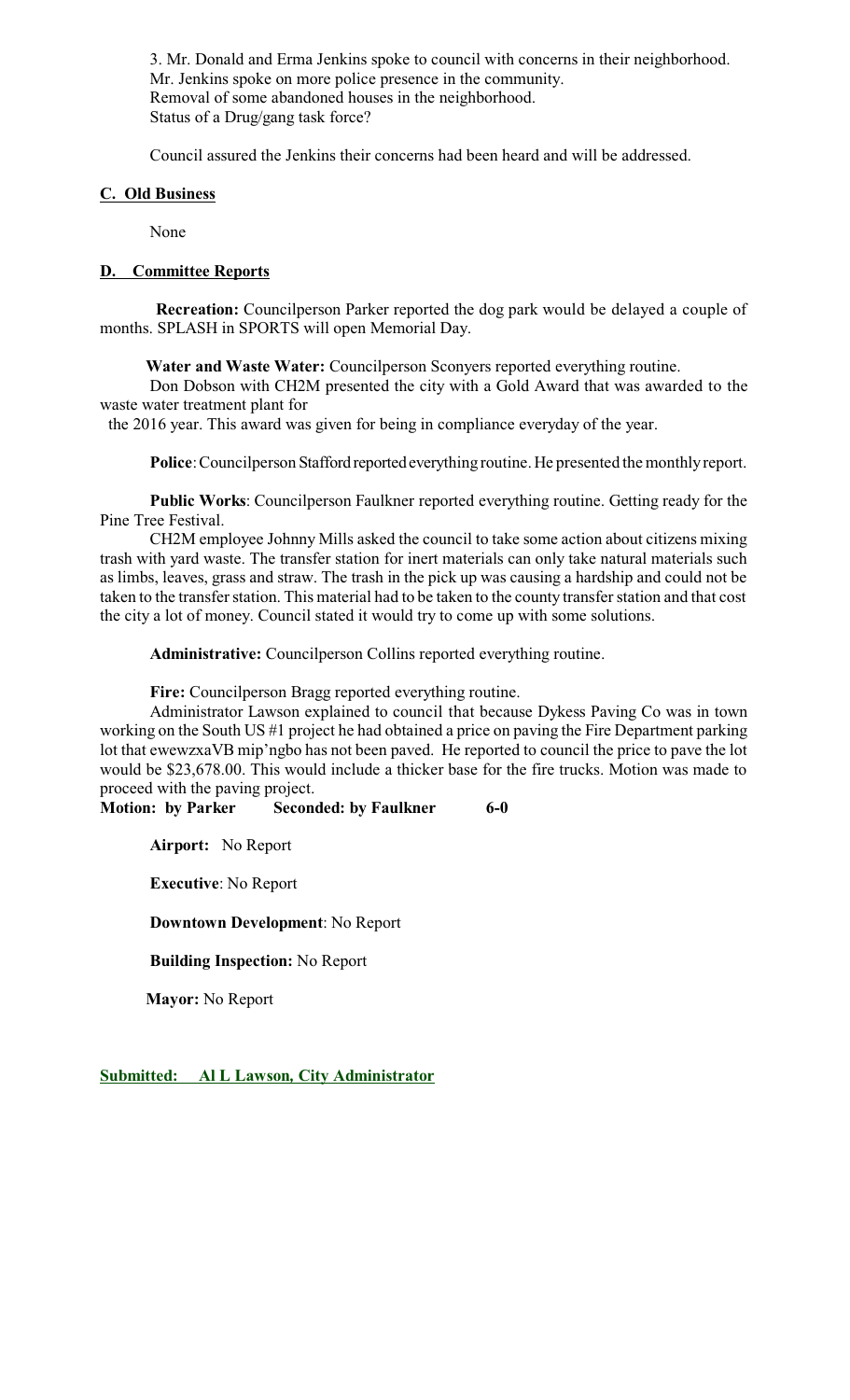3. Mr. Donald and Erma Jenkins spoke to council with concerns in their neighborhood.
Mr. Jenkins spoke on more police presence in the community.
Removal of some abandoned houses in the neighborhood.
Status of a Drug/gang task force?

Council assured the Jenkins their concerns had been heard and will be addressed.

## C. Old Business

None

## D. Committee Reports

**Recreation:** Councilperson Parker reported the dog park would be delayed a couple of months. SPLASH in SPORTS will open Memorial Day.

**Water and Waste Water:** Councilperson Sconyers reported everything routine.

Don Dobson with CH2M presented the city with a Gold Award that was awarded to the waste water treatment plant for
the 2016 year. This award was given for being in compliance everyday of the year.

**Police**: Councilperson Stafford reported everything routine. He presented the monthly report.

**Public Works**: Councilperson Faulkner reported everything routine. Getting ready for the Pine Tree Festival.

CH2M employee Johnny Mills asked the council to take some action about citizens mixing trash with yard waste. The transfer station for inert materials can only take natural materials such as limbs, leaves, grass and straw. The trash in the pick up was causing a hardship and could not be taken to the transfer station. This material had to be taken to the county transfer station and that cost the city a lot of money. Council stated it would try to come up with some solutions.

**Administrative:** Councilperson Collins reported everything routine.

**Fire:** Councilperson Bragg reported everything routine.

Administrator Lawson explained to council that because Dykess Paving Co was in town working on the South US #1 project he had obtained a price on paving the Fire Department parking lot that ewewzxaVB mip'ngbo has not been paved. He reported to council the price to pave the lot would be $23,678.00. This would include a thicker base for the fire trucks. Motion was made to proceed with the paving project.

**Motion: by Parker Seconded: by Faulkner 6-0**

**Airport:** No Report

**Executive**: No Report

**Downtown Development**: No Report

**Building Inspection:** No Report

**Mayor:** No Report

**Submitted: Al L Lawson, City Administrator**